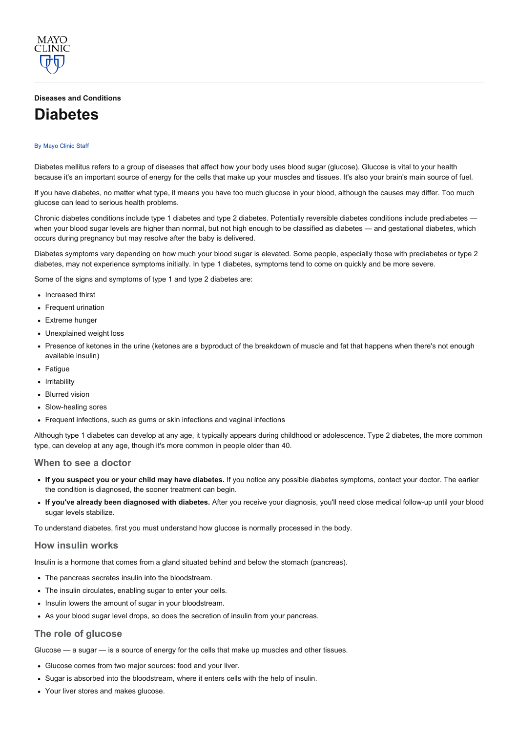Diseases and Conditions

# Diabetes

By Mayo Clinic Staff

Diabetes mellitus refers to a group of diseases that affect how your body uses blood sugar (glucose). Glucose is vital to your health because it's an important source of energy for the cells that make up your muscles and tissues. It's also your brain's main source of fuel.

If you have diabetes, no matter what type, it means you have too much glucose in your blood, although the causes may differ. Too much glucose can lead to serious health problems.

Chronic diabetes conditions include type 1 diabetes and type 2 diabetes. Potentially reversible diabetes conditions include prediabetes — when your blood sugar levels are higher than normal, but not high enough to be classified as diabetes — and gestational diabetes, which occurs during pregnancy but may resolve after the baby is delivered.

Diabetes symptoms vary depending on how much your blood sugar is elevated. Some people, especially those with prediabetes or type 2 diabetes, may not experience symptoms initially. In type 1 diabetes, symptoms tend to come on quickly and be more severe.

Some of the signs and symptoms of type 1 and type 2 diabetes are:

- Increased thirst
- Frequent urination
- Extreme hunger
- Unexplained weight loss
- Presence of ketones in the urine (ketones are a byproduct of the breakdown of muscle and fat that happens when there's not enough available insulin)
- Fatigue
- Irritability
- Blurred vision
- Slow-healing sores
- Frequent infections, such as gums or skin infections and vaginal infections

Although type 1 diabetes can develop at any age, it typically appears during childhood or adolescence. Type 2 diabetes, the more common type, can develop at any age, though it's more common in people older than 40.

## When to see a doctor

- **If you suspect you or your child may have diabetes.** If you notice any possible diabetes symptoms, contact your doctor. The earlier the condition is diagnosed, the sooner treatment can begin.
- **If you've already been diagnosed with diabetes.** After you receive your diagnosis, you'll need close medical follow-up until your blood sugar levels stabilize.

To understand diabetes, first you must understand how glucose is normally processed in the body.

## How insulin works

Insulin is a hormone that comes from a gland situated behind and below the stomach (pancreas).

- The pancreas secretes insulin into the bloodstream.
- The insulin circulates, enabling sugar to enter your cells.
- Insulin lowers the amount of sugar in your bloodstream.
- As your blood sugar level drops, so does the secretion of insulin from your pancreas.

## The role of glucose

Glucose — a sugar — is a source of energy for the cells that make up muscles and other tissues.

- Glucose comes from two major sources: food and your liver.
- Sugar is absorbed into the bloodstream, where it enters cells with the help of insulin.
- Your liver stores and makes glucose.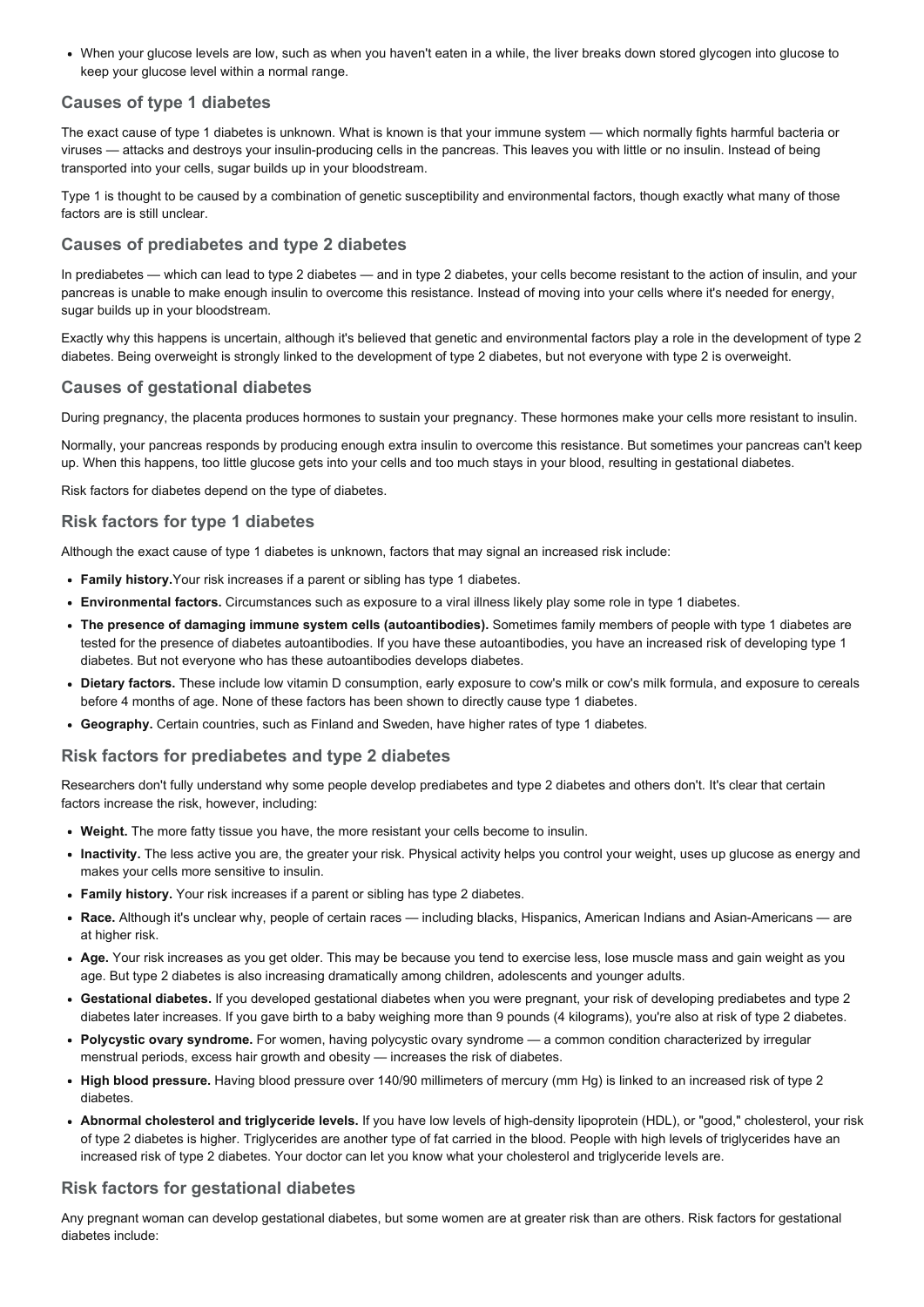- When your glucose levels are low, such as when you haven't eaten in a while, the liver breaks down stored glycogen into glucose to keep your glucose level within a normal range.

### Causes of type 1 diabetes

The exact cause of type 1 diabetes is unknown. What is known is that your immune system — which normally fights harmful bacteria or viruses — attacks and destroys your insulin-producing cells in the pancreas. This leaves you with little or no insulin. Instead of being transported into your cells, sugar builds up in your bloodstream.

Type 1 is thought to be caused by a combination of genetic susceptibility and environmental factors, though exactly what many of those factors are is still unclear.

### Causes of prediabetes and type 2 diabetes

In prediabetes — which can lead to type 2 diabetes — and in type 2 diabetes, your cells become resistant to the action of insulin, and your pancreas is unable to make enough insulin to overcome this resistance. Instead of moving into your cells where it's needed for energy, sugar builds up in your bloodstream.

Exactly why this happens is uncertain, although it's believed that genetic and environmental factors play a role in the development of type 2 diabetes. Being overweight is strongly linked to the development of type 2 diabetes, but not everyone with type 2 is overweight.

### Causes of gestational diabetes

During pregnancy, the placenta produces hormones to sustain your pregnancy. These hormones make your cells more resistant to insulin.

Normally, your pancreas responds by producing enough extra insulin to overcome this resistance. But sometimes your pancreas can't keep up. When this happens, too little glucose gets into your cells and too much stays in your blood, resulting in gestational diabetes.

Risk factors for diabetes depend on the type of diabetes.

### Risk factors for type 1 diabetes

Although the exact cause of type 1 diabetes is unknown, factors that may signal an increased risk include:

- **Family history.**Your risk increases if a parent or sibling has type 1 diabetes.
- **Environmental factors.** Circumstances such as exposure to a viral illness likely play some role in type 1 diabetes.
- **The presence of damaging immune system cells (autoantibodies).** Sometimes family members of people with type 1 diabetes are tested for the presence of diabetes autoantibodies. If you have these autoantibodies, you have an increased risk of developing type 1 diabetes. But not everyone who has these autoantibodies develops diabetes.
- **Dietary factors.** These include low vitamin D consumption, early exposure to cow's milk or cow's milk formula, and exposure to cereals before 4 months of age. None of these factors has been shown to directly cause type 1 diabetes.
- **Geography.** Certain countries, such as Finland and Sweden, have higher rates of type 1 diabetes.

### Risk factors for prediabetes and type 2 diabetes

Researchers don't fully understand why some people develop prediabetes and type 2 diabetes and others don't. It's clear that certain factors increase the risk, however, including:

- **Weight.** The more fatty tissue you have, the more resistant your cells become to insulin.
- **Inactivity.** The less active you are, the greater your risk. Physical activity helps you control your weight, uses up glucose as energy and makes your cells more sensitive to insulin.
- **Family history.** Your risk increases if a parent or sibling has type 2 diabetes.
- **Race.** Although it's unclear why, people of certain races — including blacks, Hispanics, American Indians and Asian-Americans — are at higher risk.
- **Age.** Your risk increases as you get older. This may be because you tend to exercise less, lose muscle mass and gain weight as you age. But type 2 diabetes is also increasing dramatically among children, adolescents and younger adults.
- **Gestational diabetes.** If you developed gestational diabetes when you were pregnant, your risk of developing prediabetes and type 2 diabetes later increases. If you gave birth to a baby weighing more than 9 pounds (4 kilograms), you're also at risk of type 2 diabetes.
- **Polycystic ovary syndrome.** For women, having polycystic ovary syndrome — a common condition characterized by irregular menstrual periods, excess hair growth and obesity — increases the risk of diabetes.
- **High blood pressure.** Having blood pressure over 140/90 millimeters of mercury (mm Hg) is linked to an increased risk of type 2 diabetes.
- **Abnormal cholesterol and triglyceride levels.** If you have low levels of high-density lipoprotein (HDL), or "good," cholesterol, your risk of type 2 diabetes is higher. Triglycerides are another type of fat carried in the blood. People with high levels of triglycerides have an increased risk of type 2 diabetes. Your doctor can let you know what your cholesterol and triglyceride levels are.

### Risk factors for gestational diabetes

Any pregnant woman can develop gestational diabetes, but some women are at greater risk than are others. Risk factors for gestational diabetes include: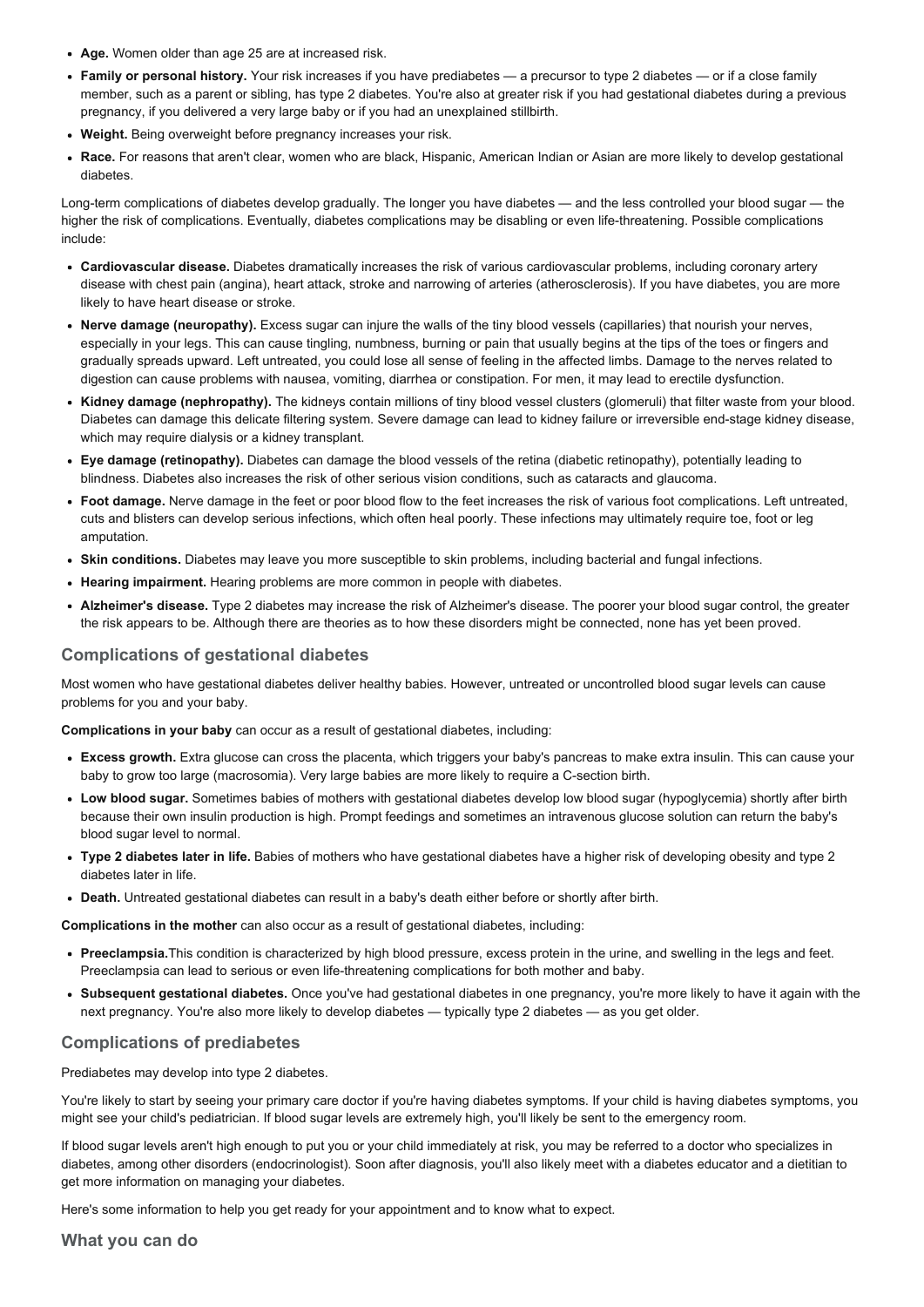- **Age.** Women older than age 25 are at increased risk.
- **Family or personal history.** Your risk increases if you have prediabetes — a precursor to type 2 diabetes — or if a close family member, such as a parent or sibling, has type 2 diabetes. You're also at greater risk if you had gestational diabetes during a previous pregnancy, if you delivered a very large baby or if you had an unexplained stillbirth.
- **Weight.** Being overweight before pregnancy increases your risk.
- **Race.** For reasons that aren't clear, women who are black, Hispanic, American Indian or Asian are more likely to develop gestational diabetes.

Long-term complications of diabetes develop gradually. The longer you have diabetes — and the less controlled your blood sugar — the higher the risk of complications. Eventually, diabetes complications may be disabling or even life-threatening. Possible complications include:

- **Cardiovascular disease.** Diabetes dramatically increases the risk of various cardiovascular problems, including coronary artery disease with chest pain (angina), heart attack, stroke and narrowing of arteries (atherosclerosis). If you have diabetes, you are more likely to have heart disease or stroke.
- **Nerve damage (neuropathy).** Excess sugar can injure the walls of the tiny blood vessels (capillaries) that nourish your nerves, especially in your legs. This can cause tingling, numbness, burning or pain that usually begins at the tips of the toes or fingers and gradually spreads upward. Left untreated, you could lose all sense of feeling in the affected limbs. Damage to the nerves related to digestion can cause problems with nausea, vomiting, diarrhea or constipation. For men, it may lead to erectile dysfunction.
- **Kidney damage (nephropathy).** The kidneys contain millions of tiny blood vessel clusters (glomeruli) that filter waste from your blood. Diabetes can damage this delicate filtering system. Severe damage can lead to kidney failure or irreversible end-stage kidney disease, which may require dialysis or a kidney transplant.
- **Eye damage (retinopathy).** Diabetes can damage the blood vessels of the retina (diabetic retinopathy), potentially leading to blindness. Diabetes also increases the risk of other serious vision conditions, such as cataracts and glaucoma.
- **Foot damage.** Nerve damage in the feet or poor blood flow to the feet increases the risk of various foot complications. Left untreated, cuts and blisters can develop serious infections, which often heal poorly. These infections may ultimately require toe, foot or leg amputation.
- **Skin conditions.** Diabetes may leave you more susceptible to skin problems, including bacterial and fungal infections.
- **Hearing impairment.** Hearing problems are more common in people with diabetes.
- **Alzheimer's disease.** Type 2 diabetes may increase the risk of Alzheimer's disease. The poorer your blood sugar control, the greater the risk appears to be. Although there are theories as to how these disorders might be connected, none has yet been proved.

### Complications of gestational diabetes

Most women who have gestational diabetes deliver healthy babies. However, untreated or uncontrolled blood sugar levels can cause problems for you and your baby.

**Complications in your baby** can occur as a result of gestational diabetes, including:

- **Excess growth.** Extra glucose can cross the placenta, which triggers your baby's pancreas to make extra insulin. This can cause your baby to grow too large (macrosomia). Very large babies are more likely to require a C-section birth.
- **Low blood sugar.** Sometimes babies of mothers with gestational diabetes develop low blood sugar (hypoglycemia) shortly after birth because their own insulin production is high. Prompt feedings and sometimes an intravenous glucose solution can return the baby's blood sugar level to normal.
- **Type 2 diabetes later in life.** Babies of mothers who have gestational diabetes have a higher risk of developing obesity and type 2 diabetes later in life.
- **Death.** Untreated gestational diabetes can result in a baby's death either before or shortly after birth.

**Complications in the mother** can also occur as a result of gestational diabetes, including:

- **Preeclampsia.**This condition is characterized by high blood pressure, excess protein in the urine, and swelling in the legs and feet. Preeclampsia can lead to serious or even life-threatening complications for both mother and baby.
- **Subsequent gestational diabetes.** Once you've had gestational diabetes in one pregnancy, you're more likely to have it again with the next pregnancy. You're also more likely to develop diabetes — typically type 2 diabetes — as you get older.

### Complications of prediabetes

Prediabetes may develop into type 2 diabetes.

You're likely to start by seeing your primary care doctor if you're having diabetes symptoms. If your child is having diabetes symptoms, you might see your child's pediatrician. If blood sugar levels are extremely high, you'll likely be sent to the emergency room.

If blood sugar levels aren't high enough to put you or your child immediately at risk, you may be referred to a doctor who specializes in diabetes, among other disorders (endocrinologist). Soon after diagnosis, you'll also likely meet with a diabetes educator and a dietitian to get more information on managing your diabetes.

Here's some information to help you get ready for your appointment and to know what to expect.

### What you can do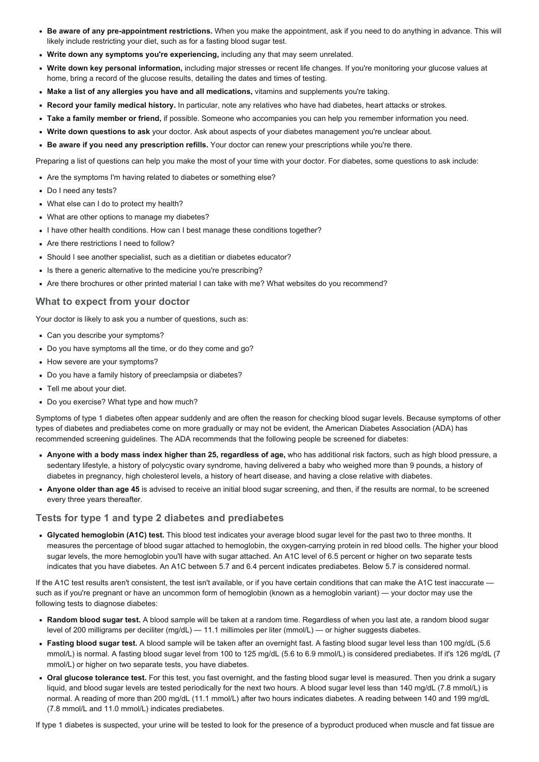- **Be aware of any pre-appointment restrictions.** When you make the appointment, ask if you need to do anything in advance. This will likely include restricting your diet, such as for a fasting blood sugar test.
- **Write down any symptoms you're experiencing,** including any that may seem unrelated.
- **Write down key personal information,** including major stresses or recent life changes. If you're monitoring your glucose values at home, bring a record of the glucose results, detailing the dates and times of testing.
- **Make a list of any allergies you have and all medications,** vitamins and supplements you're taking.
- **Record your family medical history.** In particular, note any relatives who have had diabetes, heart attacks or strokes.
- **Take a family member or friend,** if possible. Someone who accompanies you can help you remember information you need.
- **Write down questions to ask** your doctor. Ask about aspects of your diabetes management you're unclear about.
- **Be aware if you need any prescription refills.** Your doctor can renew your prescriptions while you're there.

Preparing a list of questions can help you make the most of your time with your doctor. For diabetes, some questions to ask include:

- Are the symptoms I'm having related to diabetes or something else?
- Do I need any tests?
- What else can I do to protect my health?
- What are other options to manage my diabetes?
- I have other health conditions. How can I best manage these conditions together?
- Are there restrictions I need to follow?
- Should I see another specialist, such as a dietitian or diabetes educator?
- Is there a generic alternative to the medicine you're prescribing?
- Are there brochures or other printed material I can take with me? What websites do you recommend?

### What to expect from your doctor

Your doctor is likely to ask you a number of questions, such as:

- Can you describe your symptoms?
- Do you have symptoms all the time, or do they come and go?
- How severe are your symptoms?
- Do you have a family history of preeclampsia or diabetes?
- Tell me about your diet.
- Do you exercise? What type and how much?

Symptoms of type 1 diabetes often appear suddenly and are often the reason for checking blood sugar levels. Because symptoms of other types of diabetes and prediabetes come on more gradually or may not be evident, the American Diabetes Association (ADA) has recommended screening guidelines. The ADA recommends that the following people be screened for diabetes:

- **Anyone with a body mass index higher than 25, regardless of age,** who has additional risk factors, such as high blood pressure, a sedentary lifestyle, a history of polycystic ovary syndrome, having delivered a baby who weighed more than 9 pounds, a history of diabetes in pregnancy, high cholesterol levels, a history of heart disease, and having a close relative with diabetes.
- **Anyone older than age 45** is advised to receive an initial blood sugar screening, and then, if the results are normal, to be screened every three years thereafter.

### Tests for type 1 and type 2 diabetes and prediabetes

- **Glycated hemoglobin (A1C) test.** This blood test indicates your average blood sugar level for the past two to three months. It measures the percentage of blood sugar attached to hemoglobin, the oxygen-carrying protein in red blood cells. The higher your blood sugar levels, the more hemoglobin you'll have with sugar attached. An A1C level of 6.5 percent or higher on two separate tests indicates that you have diabetes. An A1C between 5.7 and 6.4 percent indicates prediabetes. Below 5.7 is considered normal.

If the A1C test results aren't consistent, the test isn't available, or if you have certain conditions that can make the A1C test inaccurate — such as if you're pregnant or have an uncommon form of hemoglobin (known as a hemoglobin variant) — your doctor may use the following tests to diagnose diabetes:

- **Random blood sugar test.** A blood sample will be taken at a random time. Regardless of when you last ate, a random blood sugar level of 200 milligrams per deciliter (mg/dL) — 11.1 millimoles per liter (mmol/L) — or higher suggests diabetes.
- **Fasting blood sugar test.** A blood sample will be taken after an overnight fast. A fasting blood sugar level less than 100 mg/dL (5.6 mmol/L) is normal. A fasting blood sugar level from 100 to 125 mg/dL (5.6 to 6.9 mmol/L) is considered prediabetes. If it's 126 mg/dL (7 mmol/L) or higher on two separate tests, you have diabetes.
- **Oral glucose tolerance test.** For this test, you fast overnight, and the fasting blood sugar level is measured. Then you drink a sugary liquid, and blood sugar levels are tested periodically for the next two hours. A blood sugar level less than 140 mg/dL (7.8 mmol/L) is normal. A reading of more than 200 mg/dL (11.1 mmol/L) after two hours indicates diabetes. A reading between 140 and 199 mg/dL (7.8 mmol/L and 11.0 mmol/L) indicates prediabetes.

If type 1 diabetes is suspected, your urine will be tested to look for the presence of a byproduct produced when muscle and fat tissue are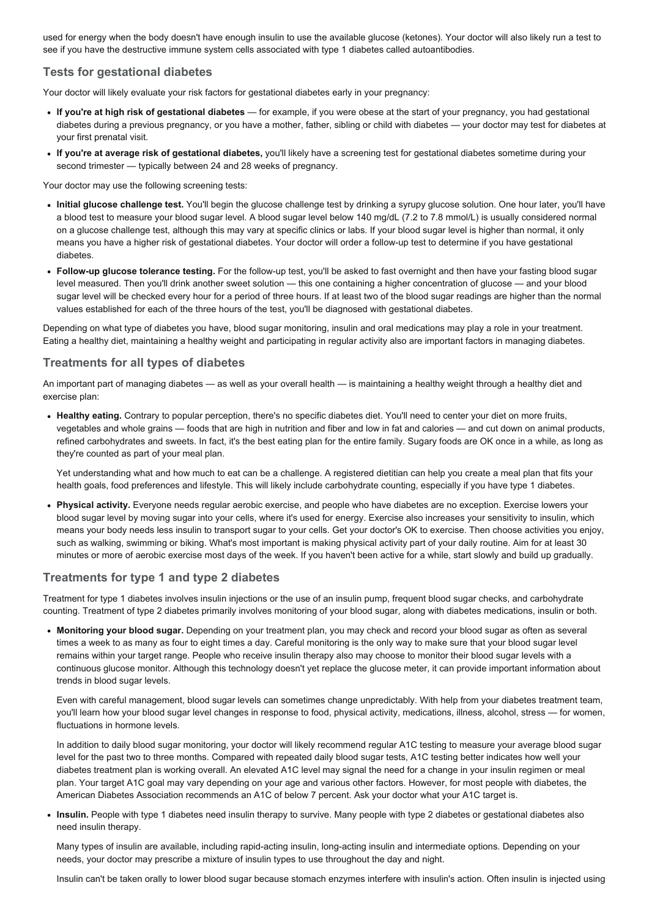used for energy when the body doesn't have enough insulin to use the available glucose (ketones). Your doctor will also likely run a test to see if you have the destructive immune system cells associated with type 1 diabetes called autoantibodies.

### Tests for gestational diabetes

Your doctor will likely evaluate your risk factors for gestational diabetes early in your pregnancy:

- **If you're at high risk of gestational diabetes** — for example, if you were obese at the start of your pregnancy, you had gestational diabetes during a previous pregnancy, or you have a mother, father, sibling or child with diabetes — your doctor may test for diabetes at your first prenatal visit.
- **If you're at average risk of gestational diabetes,** you'll likely have a screening test for gestational diabetes sometime during your second trimester — typically between 24 and 28 weeks of pregnancy.

Your doctor may use the following screening tests:

- **Initial glucose challenge test.** You'll begin the glucose challenge test by drinking a syrupy glucose solution. One hour later, you'll have a blood test to measure your blood sugar level. A blood sugar level below 140 mg/dL (7.2 to 7.8 mmol/L) is usually considered normal on a glucose challenge test, although this may vary at specific clinics or labs. If your blood sugar level is higher than normal, it only means you have a higher risk of gestational diabetes. Your doctor will order a follow-up test to determine if you have gestational diabetes.
- **Follow-up glucose tolerance testing.** For the follow-up test, you'll be asked to fast overnight and then have your fasting blood sugar level measured. Then you'll drink another sweet solution — this one containing a higher concentration of glucose — and your blood sugar level will be checked every hour for a period of three hours. If at least two of the blood sugar readings are higher than the normal values established for each of the three hours of the test, you'll be diagnosed with gestational diabetes.

Depending on what type of diabetes you have, blood sugar monitoring, insulin and oral medications may play a role in your treatment. Eating a healthy diet, maintaining a healthy weight and participating in regular activity also are important factors in managing diabetes.

### Treatments for all types of diabetes

An important part of managing diabetes — as well as your overall health — is maintaining a healthy weight through a healthy diet and exercise plan:

- **Healthy eating.** Contrary to popular perception, there's no specific diabetes diet. You'll need to center your diet on more fruits, vegetables and whole grains — foods that are high in nutrition and fiber and low in fat and calories — and cut down on animal products, refined carbohydrates and sweets. In fact, it's the best eating plan for the entire family. Sugary foods are OK once in a while, as long as they're counted as part of your meal plan.

  Yet understanding what and how much to eat can be a challenge. A registered dietitian can help you create a meal plan that fits your health goals, food preferences and lifestyle. This will likely include carbohydrate counting, especially if you have type 1 diabetes.

- **Physical activity.** Everyone needs regular aerobic exercise, and people who have diabetes are no exception. Exercise lowers your blood sugar level by moving sugar into your cells, where it's used for energy. Exercise also increases your sensitivity to insulin, which means your body needs less insulin to transport sugar to your cells. Get your doctor's OK to exercise. Then choose activities you enjoy, such as walking, swimming or biking. What's most important is making physical activity part of your daily routine. Aim for at least 30 minutes or more of aerobic exercise most days of the week. If you haven't been active for a while, start slowly and build up gradually.

### Treatments for type 1 and type 2 diabetes

Treatment for type 1 diabetes involves insulin injections or the use of an insulin pump, frequent blood sugar checks, and carbohydrate counting. Treatment of type 2 diabetes primarily involves monitoring of your blood sugar, along with diabetes medications, insulin or both.

- **Monitoring your blood sugar.** Depending on your treatment plan, you may check and record your blood sugar as often as several times a week to as many as four to eight times a day. Careful monitoring is the only way to make sure that your blood sugar level remains within your target range. People who receive insulin therapy also may choose to monitor their blood sugar levels with a continuous glucose monitor. Although this technology doesn't yet replace the glucose meter, it can provide important information about trends in blood sugar levels.

  Even with careful management, blood sugar levels can sometimes change unpredictably. With help from your diabetes treatment team, you'll learn how your blood sugar level changes in response to food, physical activity, medications, illness, alcohol, stress — for women, fluctuations in hormone levels.

  In addition to daily blood sugar monitoring, your doctor will likely recommend regular A1C testing to measure your average blood sugar level for the past two to three months. Compared with repeated daily blood sugar tests, A1C testing better indicates how well your diabetes treatment plan is working overall. An elevated A1C level may signal the need for a change in your insulin regimen or meal plan. Your target A1C goal may vary depending on your age and various other factors. However, for most people with diabetes, the American Diabetes Association recommends an A1C of below 7 percent. Ask your doctor what your A1C target is.

- **Insulin.** People with type 1 diabetes need insulin therapy to survive. Many people with type 2 diabetes or gestational diabetes also need insulin therapy.

  Many types of insulin are available, including rapid-acting insulin, long-acting insulin and intermediate options. Depending on your needs, your doctor may prescribe a mixture of insulin types to use throughout the day and night.

  Insulin can't be taken orally to lower blood sugar because stomach enzymes interfere with insulin's action. Often insulin is injected using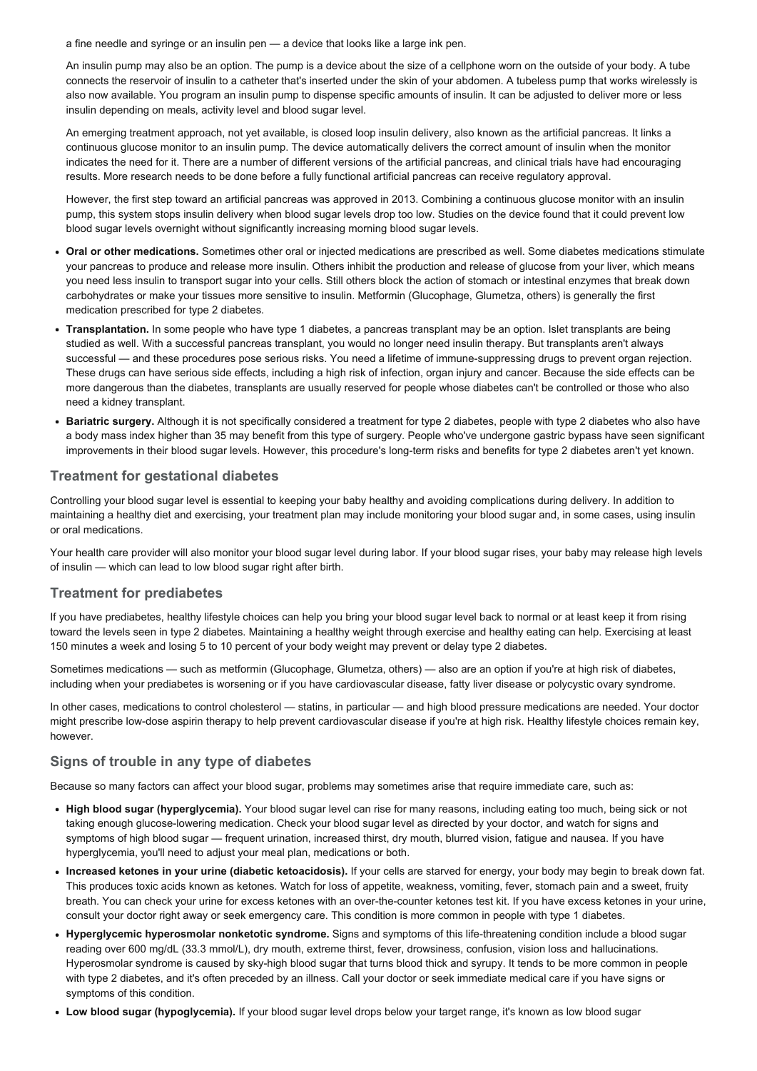a fine needle and syringe or an insulin pen — a device that looks like a large ink pen.

An insulin pump may also be an option. The pump is a device about the size of a cellphone worn on the outside of your body. A tube connects the reservoir of insulin to a catheter that's inserted under the skin of your abdomen. A tubeless pump that works wirelessly is also now available. You program an insulin pump to dispense specific amounts of insulin. It can be adjusted to deliver more or less insulin depending on meals, activity level and blood sugar level.

An emerging treatment approach, not yet available, is closed loop insulin delivery, also known as the artificial pancreas. It links a continuous glucose monitor to an insulin pump. The device automatically delivers the correct amount of insulin when the monitor indicates the need for it. There are a number of different versions of the artificial pancreas, and clinical trials have had encouraging results. More research needs to be done before a fully functional artificial pancreas can receive regulatory approval.

However, the first step toward an artificial pancreas was approved in 2013. Combining a continuous glucose monitor with an insulin pump, this system stops insulin delivery when blood sugar levels drop too low. Studies on the device found that it could prevent low blood sugar levels overnight without significantly increasing morning blood sugar levels.

- **Oral or other medications.** Sometimes other oral or injected medications are prescribed as well. Some diabetes medications stimulate your pancreas to produce and release more insulin. Others inhibit the production and release of glucose from your liver, which means you need less insulin to transport sugar into your cells. Still others block the action of stomach or intestinal enzymes that break down carbohydrates or make your tissues more sensitive to insulin. Metformin (Glucophage, Glumetza, others) is generally the first medication prescribed for type 2 diabetes.
- **Transplantation.** In some people who have type 1 diabetes, a pancreas transplant may be an option. Islet transplants are being studied as well. With a successful pancreas transplant, you would no longer need insulin therapy. But transplants aren't always successful — and these procedures pose serious risks. You need a lifetime of immune-suppressing drugs to prevent organ rejection. These drugs can have serious side effects, including a high risk of infection, organ injury and cancer. Because the side effects can be more dangerous than the diabetes, transplants are usually reserved for people whose diabetes can't be controlled or those who also need a kidney transplant.
- **Bariatric surgery.** Although it is not specifically considered a treatment for type 2 diabetes, people with type 2 diabetes who also have a body mass index higher than 35 may benefit from this type of surgery. People who've undergone gastric bypass have seen significant improvements in their blood sugar levels. However, this procedure's long-term risks and benefits for type 2 diabetes aren't yet known.

### Treatment for gestational diabetes

Controlling your blood sugar level is essential to keeping your baby healthy and avoiding complications during delivery. In addition to maintaining a healthy diet and exercising, your treatment plan may include monitoring your blood sugar and, in some cases, using insulin or oral medications.

Your health care provider will also monitor your blood sugar level during labor. If your blood sugar rises, your baby may release high levels of insulin — which can lead to low blood sugar right after birth.

### Treatment for prediabetes

If you have prediabetes, healthy lifestyle choices can help you bring your blood sugar level back to normal or at least keep it from rising toward the levels seen in type 2 diabetes. Maintaining a healthy weight through exercise and healthy eating can help. Exercising at least 150 minutes a week and losing 5 to 10 percent of your body weight may prevent or delay type 2 diabetes.

Sometimes medications — such as metformin (Glucophage, Glumetza, others) — also are an option if you're at high risk of diabetes, including when your prediabetes is worsening or if you have cardiovascular disease, fatty liver disease or polycystic ovary syndrome.

In other cases, medications to control cholesterol — statins, in particular — and high blood pressure medications are needed. Your doctor might prescribe low-dose aspirin therapy to help prevent cardiovascular disease if you're at high risk. Healthy lifestyle choices remain key, however.

### Signs of trouble in any type of diabetes

Because so many factors can affect your blood sugar, problems may sometimes arise that require immediate care, such as:

- **High blood sugar (hyperglycemia).** Your blood sugar level can rise for many reasons, including eating too much, being sick or not taking enough glucose-lowering medication. Check your blood sugar level as directed by your doctor, and watch for signs and symptoms of high blood sugar — frequent urination, increased thirst, dry mouth, blurred vision, fatigue and nausea. If you have hyperglycemia, you'll need to adjust your meal plan, medications or both.
- **Increased ketones in your urine (diabetic ketoacidosis).** If your cells are starved for energy, your body may begin to break down fat. This produces toxic acids known as ketones. Watch for loss of appetite, weakness, vomiting, fever, stomach pain and a sweet, fruity breath. You can check your urine for excess ketones with an over-the-counter ketones test kit. If you have excess ketones in your urine, consult your doctor right away or seek emergency care. This condition is more common in people with type 1 diabetes.
- **Hyperglycemic hyperosmolar nonketotic syndrome.** Signs and symptoms of this life-threatening condition include a blood sugar reading over 600 mg/dL (33.3 mmol/L), dry mouth, extreme thirst, fever, drowsiness, confusion, vision loss and hallucinations. Hyperosmolar syndrome is caused by sky-high blood sugar that turns blood thick and syrupy. It tends to be more common in people with type 2 diabetes, and it's often preceded by an illness. Call your doctor or seek immediate medical care if you have signs or symptoms of this condition.
- **Low blood sugar (hypoglycemia).** If your blood sugar level drops below your target range, it's known as low blood sugar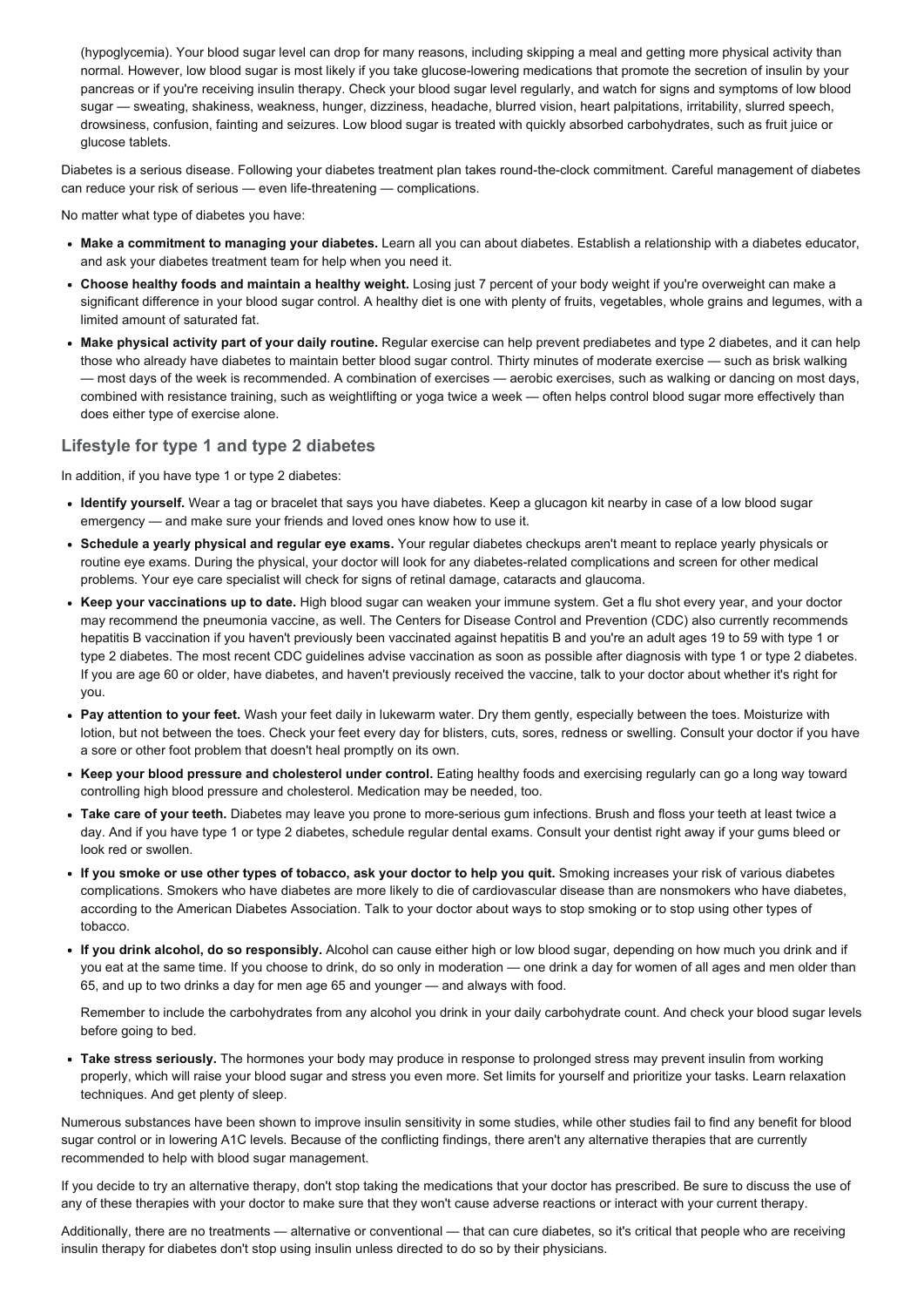(hypoglycemia). Your blood sugar level can drop for many reasons, including skipping a meal and getting more physical activity than normal. However, low blood sugar is most likely if you take glucose-lowering medications that promote the secretion of insulin by your pancreas or if you're receiving insulin therapy. Check your blood sugar level regularly, and watch for signs and symptoms of low blood sugar — sweating, shakiness, weakness, hunger, dizziness, headache, blurred vision, heart palpitations, irritability, slurred speech, drowsiness, confusion, fainting and seizures. Low blood sugar is treated with quickly absorbed carbohydrates, such as fruit juice or glucose tablets.

Diabetes is a serious disease. Following your diabetes treatment plan takes round-the-clock commitment. Careful management of diabetes can reduce your risk of serious — even life-threatening — complications.

No matter what type of diabetes you have:

- **Make a commitment to managing your diabetes.** Learn all you can about diabetes. Establish a relationship with a diabetes educator, and ask your diabetes treatment team for help when you need it.
- **Choose healthy foods and maintain a healthy weight.** Losing just 7 percent of your body weight if you're overweight can make a significant difference in your blood sugar control. A healthy diet is one with plenty of fruits, vegetables, whole grains and legumes, with a limited amount of saturated fat.
- **Make physical activity part of your daily routine.** Regular exercise can help prevent prediabetes and type 2 diabetes, and it can help those who already have diabetes to maintain better blood sugar control. Thirty minutes of moderate exercise — such as brisk walking — most days of the week is recommended. A combination of exercises — aerobic exercises, such as walking or dancing on most days, combined with resistance training, such as weightlifting or yoga twice a week — often helps control blood sugar more effectively than does either type of exercise alone.

## Lifestyle for type 1 and type 2 diabetes

In addition, if you have type 1 or type 2 diabetes:

- **Identify yourself.** Wear a tag or bracelet that says you have diabetes. Keep a glucagon kit nearby in case of a low blood sugar emergency — and make sure your friends and loved ones know how to use it.
- **Schedule a yearly physical and regular eye exams.** Your regular diabetes checkups aren't meant to replace yearly physicals or routine eye exams. During the physical, your doctor will look for any diabetes-related complications and screen for other medical problems. Your eye care specialist will check for signs of retinal damage, cataracts and glaucoma.
- **Keep your vaccinations up to date.** High blood sugar can weaken your immune system. Get a flu shot every year, and your doctor may recommend the pneumonia vaccine, as well. The Centers for Disease Control and Prevention (CDC) also currently recommends hepatitis B vaccination if you haven't previously been vaccinated against hepatitis B and you're an adult ages 19 to 59 with type 1 or type 2 diabetes. The most recent CDC guidelines advise vaccination as soon as possible after diagnosis with type 1 or type 2 diabetes. If you are age 60 or older, have diabetes, and haven't previously received the vaccine, talk to your doctor about whether it's right for you.
- **Pay attention to your feet.** Wash your feet daily in lukewarm water. Dry them gently, especially between the toes. Moisturize with lotion, but not between the toes. Check your feet every day for blisters, cuts, sores, redness or swelling. Consult your doctor if you have a sore or other foot problem that doesn't heal promptly on its own.
- **Keep your blood pressure and cholesterol under control.** Eating healthy foods and exercising regularly can go a long way toward controlling high blood pressure and cholesterol. Medication may be needed, too.
- **Take care of your teeth.** Diabetes may leave you prone to more-serious gum infections. Brush and floss your teeth at least twice a day. And if you have type 1 or type 2 diabetes, schedule regular dental exams. Consult your dentist right away if your gums bleed or look red or swollen.
- **If you smoke or use other types of tobacco, ask your doctor to help you quit.** Smoking increases your risk of various diabetes complications. Smokers who have diabetes are more likely to die of cardiovascular disease than are nonsmokers who have diabetes, according to the American Diabetes Association. Talk to your doctor about ways to stop smoking or to stop using other types of tobacco.
- **If you drink alcohol, do so responsibly.** Alcohol can cause either high or low blood sugar, depending on how much you drink and if you eat at the same time. If you choose to drink, do so only in moderation — one drink a day for women of all ages and men older than 65, and up to two drinks a day for men age 65 and younger — and always with food.

  Remember to include the carbohydrates from any alcohol you drink in your daily carbohydrate count. And check your blood sugar levels before going to bed.
- **Take stress seriously.** The hormones your body may produce in response to prolonged stress may prevent insulin from working properly, which will raise your blood sugar and stress you even more. Set limits for yourself and prioritize your tasks. Learn relaxation techniques. And get plenty of sleep.

Numerous substances have been shown to improve insulin sensitivity in some studies, while other studies fail to find any benefit for blood sugar control or in lowering A1C levels. Because of the conflicting findings, there aren't any alternative therapies that are currently recommended to help with blood sugar management.

If you decide to try an alternative therapy, don't stop taking the medications that your doctor has prescribed. Be sure to discuss the use of any of these therapies with your doctor to make sure that they won't cause adverse reactions or interact with your current therapy.

Additionally, there are no treatments — alternative or conventional — that can cure diabetes, so it's critical that people who are receiving insulin therapy for diabetes don't stop using insulin unless directed to do so by their physicians.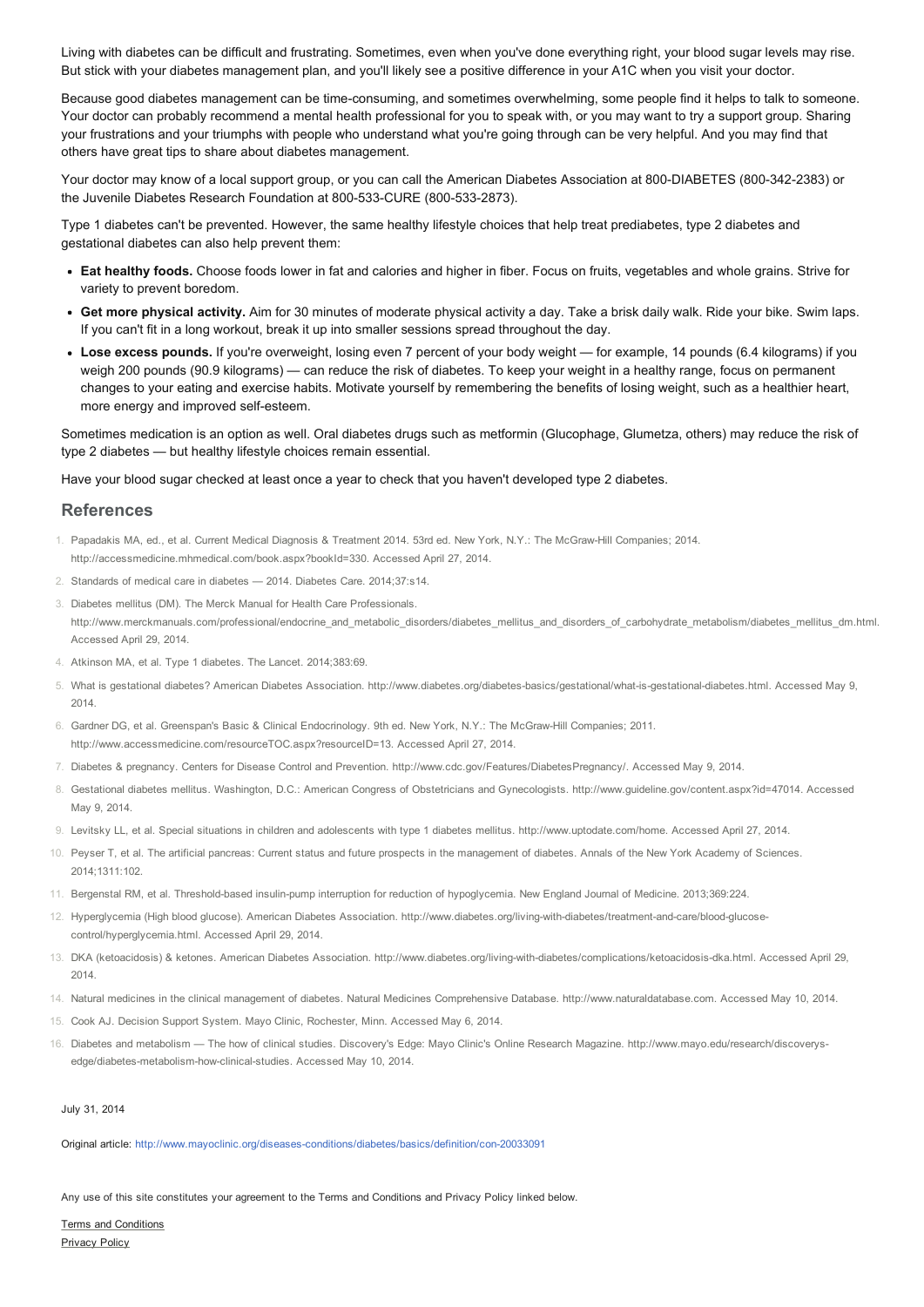Living with diabetes can be difficult and frustrating. Sometimes, even when you've done everything right, your blood sugar levels may rise. But stick with your diabetes management plan, and you'll likely see a positive difference in your A1C when you visit your doctor.

Because good diabetes management can be time-consuming, and sometimes overwhelming, some people find it helps to talk to someone. Your doctor can probably recommend a mental health professional for you to speak with, or you may want to try a support group. Sharing your frustrations and your triumphs with people who understand what you're going through can be very helpful. And you may find that others have great tips to share about diabetes management.

Your doctor may know of a local support group, or you can call the American Diabetes Association at 800-DIABETES (800-342-2383) or the Juvenile Diabetes Research Foundation at 800-533-CURE (800-533-2873).

Type 1 diabetes can't be prevented. However, the same healthy lifestyle choices that help treat prediabetes, type 2 diabetes and gestational diabetes can also help prevent them:

- **Eat healthy foods.** Choose foods lower in fat and calories and higher in fiber. Focus on fruits, vegetables and whole grains. Strive for variety to prevent boredom.
- **Get more physical activity.** Aim for 30 minutes of moderate physical activity a day. Take a brisk daily walk. Ride your bike. Swim laps. If you can't fit in a long workout, break it up into smaller sessions spread throughout the day.
- **Lose excess pounds.** If you're overweight, losing even 7 percent of your body weight — for example, 14 pounds (6.4 kilograms) if you weigh 200 pounds (90.9 kilograms) — can reduce the risk of diabetes. To keep your weight in a healthy range, focus on permanent changes to your eating and exercise habits. Motivate yourself by remembering the benefits of losing weight, such as a healthier heart, more energy and improved self-esteem.

Sometimes medication is an option as well. Oral diabetes drugs such as metformin (Glucophage, Glumetza, others) may reduce the risk of type 2 diabetes — but healthy lifestyle choices remain essential.

Have your blood sugar checked at least once a year to check that you haven't developed type 2 diabetes.

## References

1. Papadakis MA, ed., et al. Current Medical Diagnosis & Treatment 2014. 53rd ed. New York, N.Y.: The McGraw-Hill Companies; 2014. http://accessmedicine.mhmedical.com/book.aspx?bookId=330. Accessed April 27, 2014.
2. Standards of medical care in diabetes — 2014. Diabetes Care. 2014;37:s14.
3. Diabetes mellitus (DM). The Merck Manual for Health Care Professionals. http://www.merckmanuals.com/professional/endocrine_and_metabolic_disorders/diabetes_mellitus_and_disorders_of_carbohydrate_metabolism/diabetes_mellitus_dm.html. Accessed April 29, 2014.
4. Atkinson MA, et al. Type 1 diabetes. The Lancet. 2014;383:69.
5. What is gestational diabetes? American Diabetes Association. http://www.diabetes.org/diabetes-basics/gestational/what-is-gestational-diabetes.html. Accessed May 9, 2014.
6. Gardner DG, et al. Greenspan's Basic & Clinical Endocrinology. 9th ed. New York, N.Y.: The McGraw-Hill Companies; 2011. http://www.accessmedicine.com/resourceTOC.aspx?resourceID=13. Accessed April 27, 2014.
7. Diabetes & pregnancy. Centers for Disease Control and Prevention. http://www.cdc.gov/Features/DiabetesPregnancy/. Accessed May 9, 2014.
8. Gestational diabetes mellitus. Washington, D.C.: American Congress of Obstetricians and Gynecologists. http://www.guideline.gov/content.aspx?id=47014. Accessed May 9, 2014.
9. Levitsky LL, et al. Special situations in children and adolescents with type 1 diabetes mellitus. http://www.uptodate.com/home. Accessed April 27, 2014.
10. Peyser T, et al. The artificial pancreas: Current status and future prospects in the management of diabetes. Annals of the New York Academy of Sciences. 2014;1311:102.
11. Bergenstal RM, et al. Threshold-based insulin-pump interruption for reduction of hypoglycemia. New England Journal of Medicine. 2013;369:224.
12. Hyperglycemia (High blood glucose). American Diabetes Association. http://www.diabetes.org/living-with-diabetes/treatment-and-care/blood-glucose-control/hyperglycemia.html. Accessed April 29, 2014.
13. DKA (ketoacidosis) & ketones. American Diabetes Association. http://www.diabetes.org/living-with-diabetes/complications/ketoacidosis-dka.html. Accessed April 29, 2014.
14. Natural medicines in the clinical management of diabetes. Natural Medicines Comprehensive Database. http://www.naturaldatabase.com. Accessed May 10, 2014.
15. Cook AJ. Decision Support System. Mayo Clinic, Rochester, Minn. Accessed May 6, 2014.
16. Diabetes and metabolism — The how of clinical studies. Discovery's Edge: Mayo Clinic's Online Research Magazine. http://www.mayo.edu/research/discoverys-edge/diabetes-metabolism-how-clinical-studies. Accessed May 10, 2014.

July 31, 2014

Original article: http://www.mayoclinic.org/diseases-conditions/diabetes/basics/definition/con-20033091

Any use of this site constitutes your agreement to the Terms and Conditions and Privacy Policy linked below.

Terms and Conditions
Privacy Policy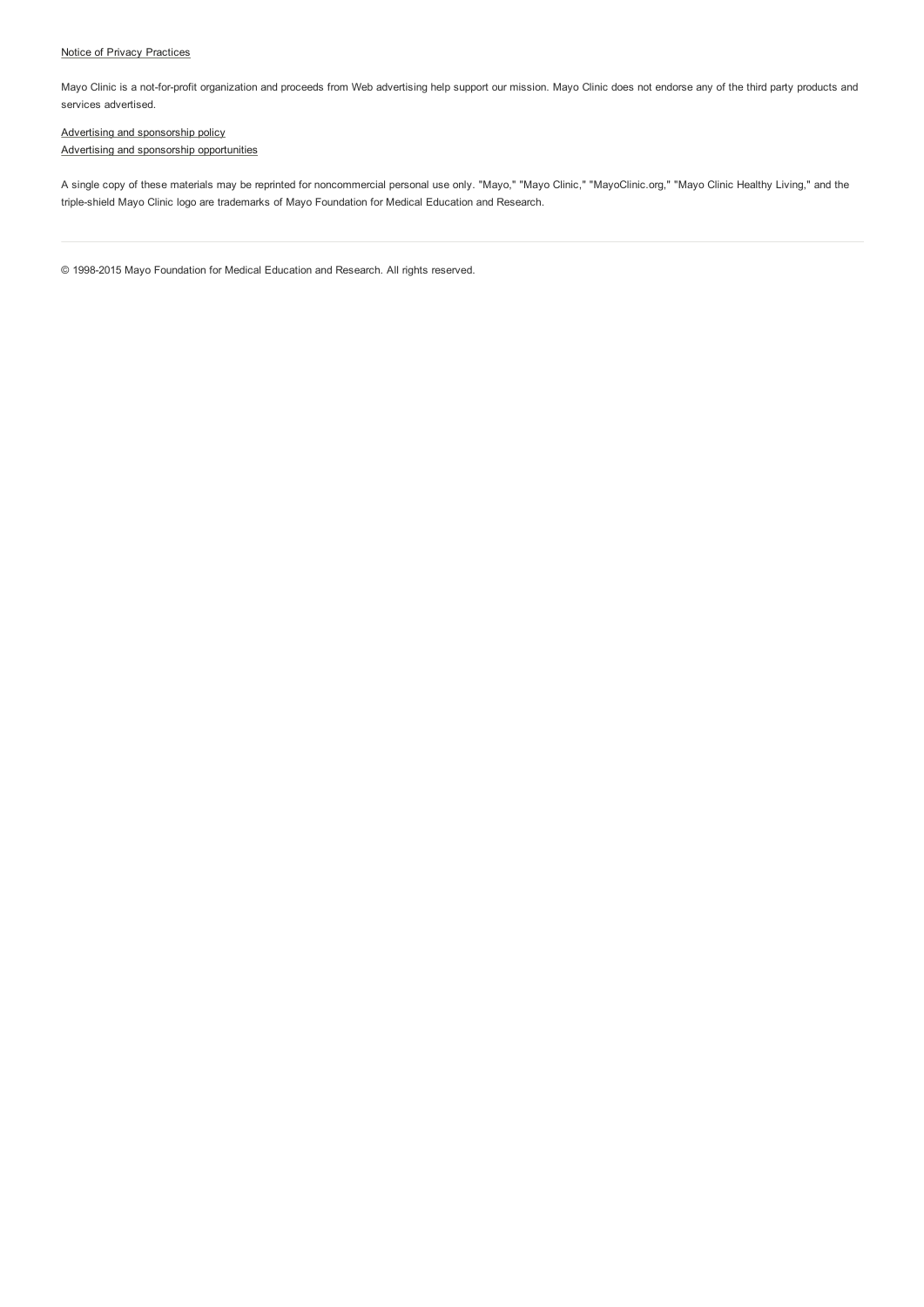Notice of Privacy Practices

Mayo Clinic is a not-for-profit organization and proceeds from Web advertising help support our mission. Mayo Clinic does not endorse any of the third party products and services advertised.

Advertising and sponsorship policy
Advertising and sponsorship opportunities

A single copy of these materials may be reprinted for noncommercial personal use only. "Mayo," "Mayo Clinic," "MayoClinic.org," "Mayo Clinic Healthy Living," and the triple-shield Mayo Clinic logo are trademarks of Mayo Foundation for Medical Education and Research.

---

© 1998-2015 Mayo Foundation for Medical Education and Research. All rights reserved.